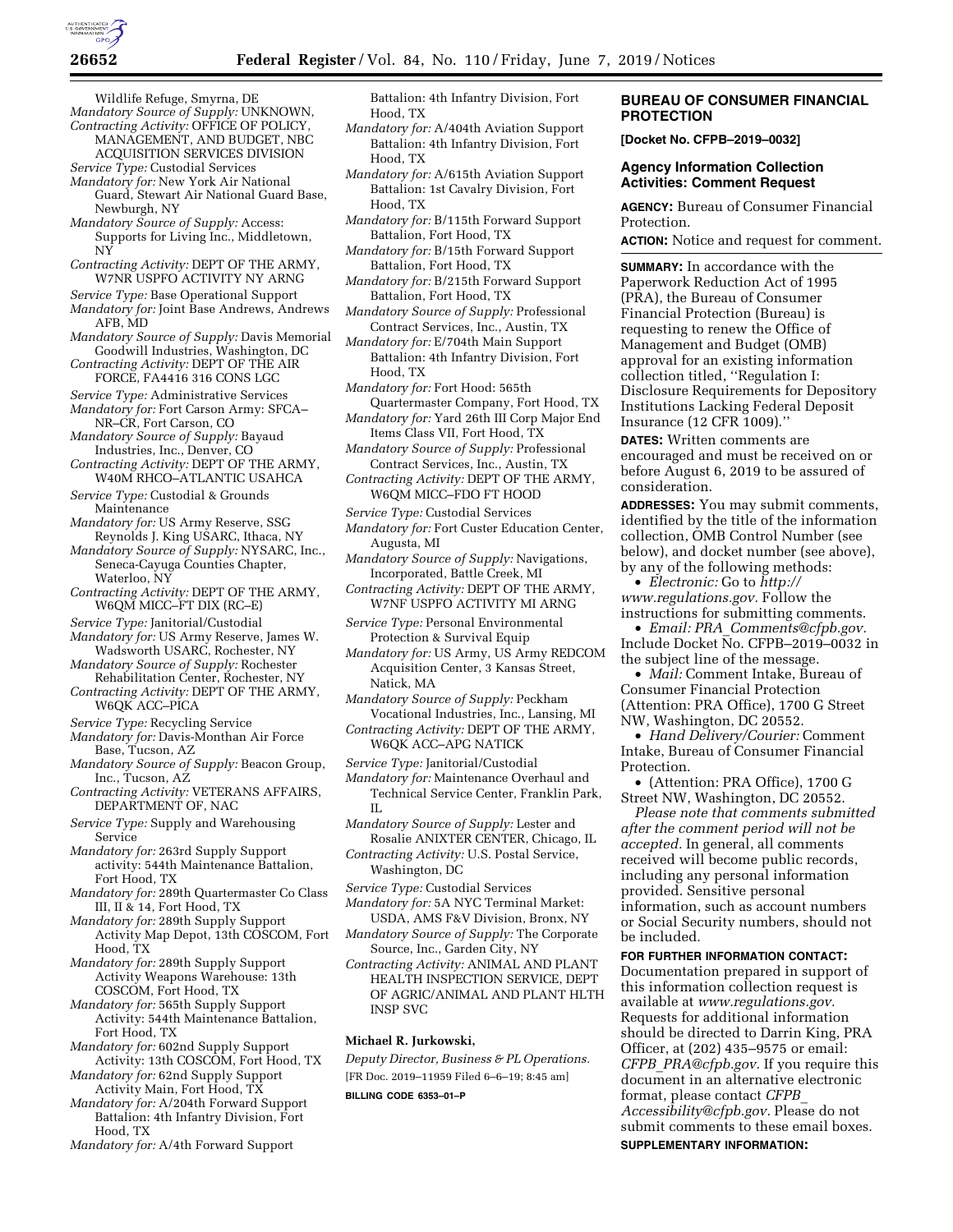Wildlife Refuge, Smyrna, DE
*Mandatory Source of Supply:* UNKNOWN,
*Contracting Activity:* OFFICE OF POLICY, MANAGEMENT, AND BUDGET, NBC ACQUISITION SERVICES DIVISION

*Service Type:* Custodial Services
*Mandatory for:* New York Air National Guard, Stewart Air National Guard Base, Newburgh, NY
*Mandatory Source of Supply:* Access: Supports for Living Inc., Middletown, NY
*Contracting Activity:* DEPT OF THE ARMY, W7NR USPFO ACTIVITY NY ARNG

*Service Type:* Base Operational Support
*Mandatory for:* Joint Base Andrews, Andrews AFB, MD
*Mandatory Source of Supply:* Davis Memorial Goodwill Industries, Washington, DC
*Contracting Activity:* DEPT OF THE AIR FORCE, FA4416 316 CONS LGC

*Service Type:* Administrative Services
*Mandatory for:* Fort Carson Army: SFCA–NR–CR, Fort Carson, CO
*Mandatory Source of Supply:* Bayaud Industries, Inc., Denver, CO
*Contracting Activity:* DEPT OF THE ARMY, W40M RHCO–ATLANTIC USAHCA

*Service Type:* Custodial & Grounds Maintenance
*Mandatory for:* US Army Reserve, SSG Reynolds J. King USARC, Ithaca, NY
*Mandatory Source of Supply:* NYSARC, Inc., Seneca-Cayuga Counties Chapter, Waterloo, NY
*Contracting Activity:* DEPT OF THE ARMY, W6QM MICC–FT DIX (RC–E)

*Service Type:* Janitorial/Custodial
*Mandatory for:* US Army Reserve, James W. Wadsworth USARC, Rochester, NY
*Mandatory Source of Supply:* Rochester Rehabilitation Center, Rochester, NY
*Contracting Activity:* DEPT OF THE ARMY, W6QK ACC–PICA

*Service Type:* Recycling Service
*Mandatory for:* Davis-Monthan Air Force Base, Tucson, AZ
*Mandatory Source of Supply:* Beacon Group, Inc., Tucson, AZ
*Contracting Activity:* VETERANS AFFAIRS, DEPARTMENT OF, NAC

*Service Type:* Supply and Warehousing Service
*Mandatory for:* 263rd Supply Support activity: 544th Maintenance Battalion, Fort Hood, TX
*Mandatory for:* 289th Quartermaster Co Class III, II & 14, Fort Hood, TX
*Mandatory for:* 289th Supply Support Activity Map Depot, 13th COSCOM, Fort Hood, TX
*Mandatory for:* 289th Supply Support Activity Weapons Warehouse: 13th COSCOM, Fort Hood, TX
*Mandatory for:* 565th Supply Support Activity: 544th Maintenance Battalion, Fort Hood, TX
*Mandatory for:* 602nd Supply Support Activity: 13th COSCOM, Fort Hood, TX
*Mandatory for:* 62nd Supply Support Activity Main, Fort Hood, TX
*Mandatory for:* A/204th Forward Support Battalion: 4th Infantry Division, Fort Hood, TX
*Mandatory for:* A/4th Forward Support Battalion: 4th Infantry Division, Fort Hood, TX
*Mandatory for:* A/404th Aviation Support Battalion: 4th Infantry Division, Fort Hood, TX
*Mandatory for:* A/615th Aviation Support Battalion: 1st Cavalry Division, Fort Hood, TX
*Mandatory for:* B/115th Forward Support Battalion, Fort Hood, TX
*Mandatory for:* B/15th Forward Support Battalion, Fort Hood, TX
*Mandatory for:* B/215th Forward Support Battalion, Fort Hood, TX
*Mandatory Source of Supply:* Professional Contract Services, Inc., Austin, TX
*Mandatory for:* E/704th Main Support Battalion: 4th Infantry Division, Fort Hood, TX
*Mandatory for:* Fort Hood: 565th Quartermaster Company, Fort Hood, TX
*Mandatory for:* Yard 26th III Corp Major End Items Class VII, Fort Hood, TX
*Mandatory Source of Supply:* Professional Contract Services, Inc., Austin, TX
*Contracting Activity:* DEPT OF THE ARMY, W6QM MICC–FDO FT HOOD

*Service Type:* Custodial Services
*Mandatory for:* Fort Custer Education Center, Augusta, MI
*Mandatory Source of Supply:* Navigations, Incorporated, Battle Creek, MI
*Contracting Activity:* DEPT OF THE ARMY, W7NF USPFO ACTIVITY MI ARNG

*Service Type:* Personal Environmental Protection & Survival Equip
*Mandatory for:* US Army, US Army REDCOM Acquisition Center, 3 Kansas Street, Natick, MA
*Mandatory Source of Supply:* Peckham Vocational Industries, Inc., Lansing, MI
*Contracting Activity:* DEPT OF THE ARMY, W6QK ACC–APG NATICK

*Service Type:* Janitorial/Custodial
*Mandatory for:* Maintenance Overhaul and Technical Service Center, Franklin Park, IL
*Mandatory Source of Supply:* Lester and Rosalie ANIXTER CENTER, Chicago, IL
*Contracting Activity:* U.S. Postal Service, Washington, DC

*Service Type:* Custodial Services
*Mandatory for:* 5A NYC Terminal Market: USDA, AMS F&V Division, Bronx, NY
*Mandatory Source of Supply:* The Corporate Source, Inc., Garden City, NY
*Contracting Activity:* ANIMAL AND PLANT HEALTH INSPECTION SERVICE, DEPT OF AGRIC/ANIMAL AND PLANT HLTH INSP SVC

**Michael R. Jurkowski,**

*Deputy Director, Business & PL Operations.*

[FR Doc. 2019–11959 Filed 6–6–19; 8:45 am]

**BILLING CODE 6353–01–P**

## BUREAU OF CONSUMER FINANCIAL PROTECTION

**[Docket No. CFPB–2019–0032]**

### Agency Information Collection Activities: Comment Request

**AGENCY:** Bureau of Consumer Financial Protection.

**ACTION:** Notice and request for comment.

**SUMMARY:** In accordance with the Paperwork Reduction Act of 1995 (PRA), the Bureau of Consumer Financial Protection (Bureau) is requesting to renew the Office of Management and Budget (OMB) approval for an existing information collection titled, ''Regulation I: Disclosure Requirements for Depository Institutions Lacking Federal Deposit Insurance (12 CFR 1009).''

**DATES:** Written comments are encouraged and must be received on or before August 6, 2019 to be assured of consideration.

**ADDRESSES:** You may submit comments, identified by the title of the information collection, OMB Control Number (see below), and docket number (see above), by any of the following methods:

- *Electronic:* Go to *http://www.regulations.gov*. Follow the instructions for submitting comments.
- *Email: PRA_Comments@cfpb.gov.* Include Docket No. CFPB–2019–0032 in the subject line of the message.
- *Mail:* Comment Intake, Bureau of Consumer Financial Protection (Attention: PRA Office), 1700 G Street NW, Washington, DC 20552.
- *Hand Delivery/Courier:* Comment Intake, Bureau of Consumer Financial Protection.
- (Attention: PRA Office), 1700 G Street NW, Washington, DC 20552.

*Please note that comments submitted after the comment period will not be accepted.* In general, all comments received will become public records, including any personal information provided. Sensitive personal information, such as account numbers or Social Security numbers, should not be included.

**FOR FURTHER INFORMATION CONTACT:** Documentation prepared in support of this information collection request is available at *www.regulations.gov*. Requests for additional information should be directed to Darrin King, PRA Officer, at (202) 435–9575 or email: *CFPB_PRA@cfpb.gov.* If you require this document in an alternative electronic format, please contact *CFPB_Accessibility@cfpb.gov.* Please do not submit comments to these email boxes.

**SUPPLEMENTARY INFORMATION:**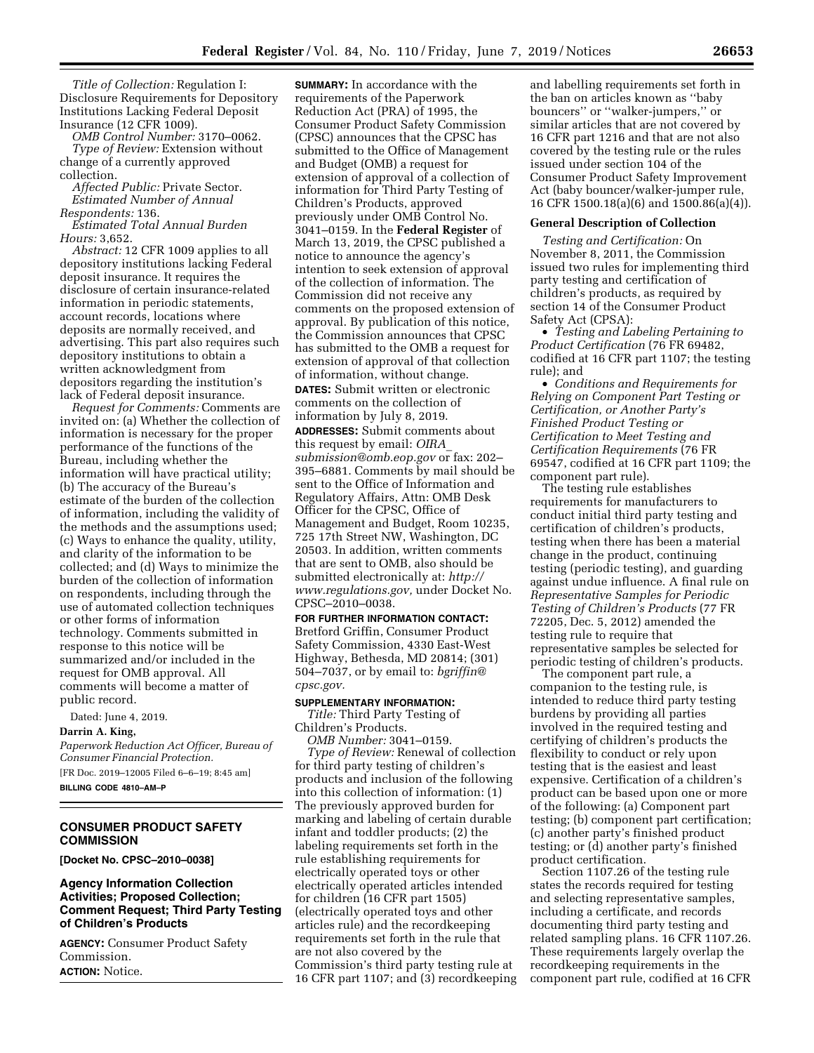*Title of Collection:* Regulation I: Disclosure Requirements for Depository Institutions Lacking Federal Deposit Insurance (12 CFR 1009).

*OMB Control Number:* 3170–0062.

*Type of Review:* Extension without change of a currently approved collection.

*Affected Public:* Private Sector.

*Estimated Number of Annual Respondents:* 136.

*Estimated Total Annual Burden Hours:* 3,652.

*Abstract:* 12 CFR 1009 applies to all depository institutions lacking Federal deposit insurance. It requires the disclosure of certain insurance-related information in periodic statements, account records, locations where deposits are normally received, and advertising. This part also requires such depository institutions to obtain a written acknowledgment from depositors regarding the institution's lack of Federal deposit insurance.

*Request for Comments:* Comments are invited on: (a) Whether the collection of information is necessary for the proper performance of the functions of the Bureau, including whether the information will have practical utility; (b) The accuracy of the Bureau's estimate of the burden of the collection of information, including the validity of the methods and the assumptions used; (c) Ways to enhance the quality, utility, and clarity of the information to be collected; and (d) Ways to minimize the burden of the collection of information on respondents, including through the use of automated collection techniques or other forms of information technology. Comments submitted in response to this notice will be summarized and/or included in the request for OMB approval. All comments will become a matter of public record.

Dated: June 4, 2019.

**Darrin A. King,**

*Paperwork Reduction Act Officer, Bureau of Consumer Financial Protection.*

[FR Doc. 2019–12005 Filed 6–6–19; 8:45 am]

**BILLING CODE 4810–AM–P**

## CONSUMER PRODUCT SAFETY COMMISSION

**[Docket No. CPSC–2010–0038]**

### Agency Information Collection Activities; Proposed Collection; Comment Request; Third Party Testing of Children's Products

**AGENCY:** Consumer Product Safety Commission.

**ACTION:** Notice.

**SUMMARY:** In accordance with the requirements of the Paperwork Reduction Act (PRA) of 1995, the Consumer Product Safety Commission (CPSC) announces that the CPSC has submitted to the Office of Management and Budget (OMB) a request for extension of approval of a collection of information for Third Party Testing of Children's Products, approved previously under OMB Control No. 3041–0159. In the **Federal Register** of March 13, 2019, the CPSC published a notice to announce the agency's intention to seek extension of approval of the collection of information. The Commission did not receive any comments on the proposed extension of approval. By publication of this notice, the Commission announces that CPSC has submitted to the OMB a request for extension of approval of that collection of information, without change.

**DATES:** Submit written or electronic comments on the collection of information by July 8, 2019.

**ADDRESSES:** Submit comments about this request by email: *OIRA_submission@omb.eop.gov* or fax: 202–395–6881. Comments by mail should be sent to the Office of Information and Regulatory Affairs, Attn: OMB Desk Officer for the CPSC, Office of Management and Budget, Room 10235, 725 17th Street NW, Washington, DC 20503. In addition, written comments that are sent to OMB, also should be submitted electronically at: *http://www.regulations.gov,* under Docket No. CPSC–2010–0038.

**FOR FURTHER INFORMATION CONTACT:** Bretford Griffin, Consumer Product Safety Commission, 4330 East-West Highway, Bethesda, MD 20814; (301) 504–7037, or by email to: *bgriffin@cpsc.gov.*

**SUPPLEMENTARY INFORMATION:**

*Title:* Third Party Testing of Children's Products.

*OMB Number:* 3041–0159.

*Type of Review:* Renewal of collection for third party testing of children's products and inclusion of the following into this collection of information: (1) The previously approved burden for marking and labeling of certain durable infant and toddler products; (2) the labeling requirements set forth in the rule establishing requirements for electrically operated toys or other electrically operated articles intended for children (16 CFR part 1505) (electrically operated toys and other articles rule) and the recordkeeping requirements set forth in the rule that are not also covered by the Commission's third party testing rule at 16 CFR part 1107; and (3) recordkeeping and labelling requirements set forth in the ban on articles known as "baby bouncers" or "walker-jumpers," or similar articles that are not covered by 16 CFR part 1216 and that are not also covered by the testing rule or the rules issued under section 104 of the Consumer Product Safety Improvement Act (baby bouncer/walker-jumper rule, 16 CFR 1500.18(a)(6) and 1500.86(a)(4)).

**General Description of Collection**

*Testing and Certification:* On November 8, 2011, the Commission issued two rules for implementing third party testing and certification of children's products, as required by section 14 of the Consumer Product Safety Act (CPSA):

- *Testing and Labeling Pertaining to Product Certification* (76 FR 69482, codified at 16 CFR part 1107; the testing rule); and
- *Conditions and Requirements for Relying on Component Part Testing or Certification, or Another Party's Finished Product Testing or Certification to Meet Testing and Certification Requirements* (76 FR 69547, codified at 16 CFR part 1109; the component part rule).

The testing rule establishes requirements for manufacturers to conduct initial third party testing and certification of children's products, testing when there has been a material change in the product, continuing testing (periodic testing), and guarding against undue influence. A final rule on *Representative Samples for Periodic Testing of Children's Products* (77 FR 72205, Dec. 5, 2012) amended the testing rule to require that representative samples be selected for periodic testing of children's products.

The component part rule, a companion to the testing rule, is intended to reduce third party testing burdens by providing all parties involved in the required testing and certifying of children's products the flexibility to conduct or rely upon testing that is the easiest and least expensive. Certification of a children's product can be based upon one or more of the following: (a) Component part testing; (b) component part certification; (c) another party's finished product testing; or (d) another party's finished product certification.

Section 1107.26 of the testing rule states the records required for testing and selecting representative samples, including a certificate, and records documenting third party testing and related sampling plans. 16 CFR 1107.26. These requirements largely overlap the recordkeeping requirements in the component part rule, codified at 16 CFR